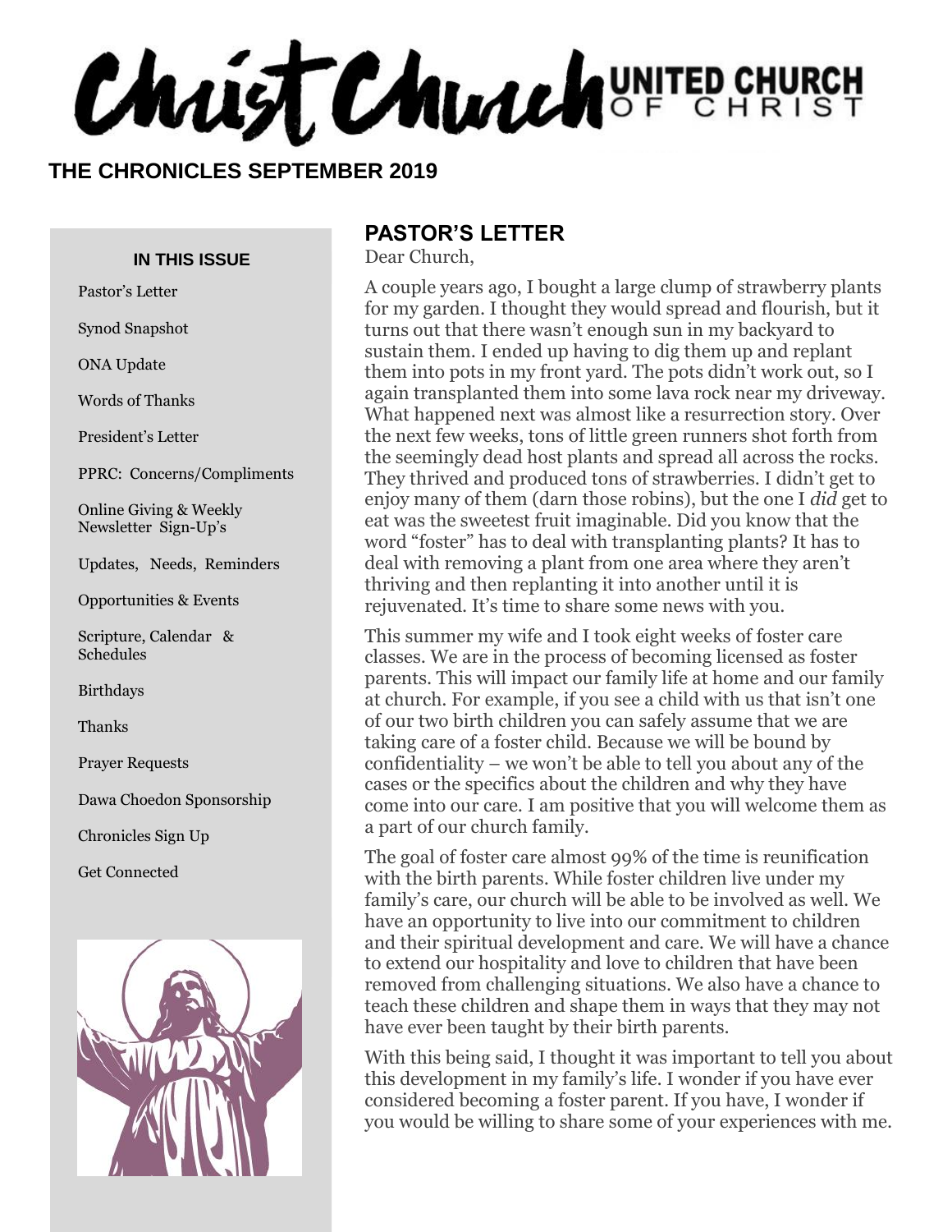# Christ Church UNITED CHURCH OF CHRIST

## THE CHRONICLES SEPTEMBER 2019

**IN THIS ISSUE**

- Pastor's Letter
- Synod Snapshot
- ONA Update
- Words of Thanks
- President's Letter
- PPRC: Concerns/Compliments
- Online Giving & Weekly Newsletter Sign-Up's
- Updates, Needs, Reminders
- Opportunities & Events
- Scripture, Calendar & Schedules
- Birthdays
- Thanks
- Prayer Requests
- Dawa Choedon Sponsorship
- Chronicles Sign Up
- Get Connected

## PASTOR'S LETTER

Dear Church,

A couple years ago, I bought a large clump of strawberry plants for my garden. I thought they would spread and flourish, but it turns out that there wasn't enough sun in my backyard to sustain them. I ended up having to dig them up and replant them into pots in my front yard. The pots didn't work out, so I again transplanted them into some lava rock near my driveway. What happened next was almost like a resurrection story. Over the next few weeks, tons of little green runners shot forth from the seemingly dead host plants and spread all across the rocks. They thrived and produced tons of strawberries. I didn't get to enjoy many of them (darn those robins), but the one I *did* get to eat was the sweetest fruit imaginable. Did you know that the word "foster" has to deal with transplanting plants? It has to deal with removing a plant from one area where they aren't thriving and then replanting it into another until it is rejuvenated. It's time to share some news with you.

This summer my wife and I took eight weeks of foster care classes. We are in the process of becoming licensed as foster parents. This will impact our family life at home and our family at church. For example, if you see a child with us that isn't one of our two birth children you can safely assume that we are taking care of a foster child. Because we will be bound by confidentiality – we won't be able to tell you about any of the cases or the specifics about the children and why they have come into our care. I am positive that you will welcome them as a part of our church family.

The goal of foster care almost 99% of the time is reunification with the birth parents. While foster children live under my family's care, our church will be able to be involved as well. We have an opportunity to live into our commitment to children and their spiritual development and care. We will have a chance to extend our hospitality and love to children that have been removed from challenging situations. We also have a chance to teach these children and shape them in ways that they may not have ever been taught by their birth parents.

With this being said, I thought it was important to tell you about this development in my family's life. I wonder if you have ever considered becoming a foster parent. If you have, I wonder if you would be willing to share some of your experiences with me.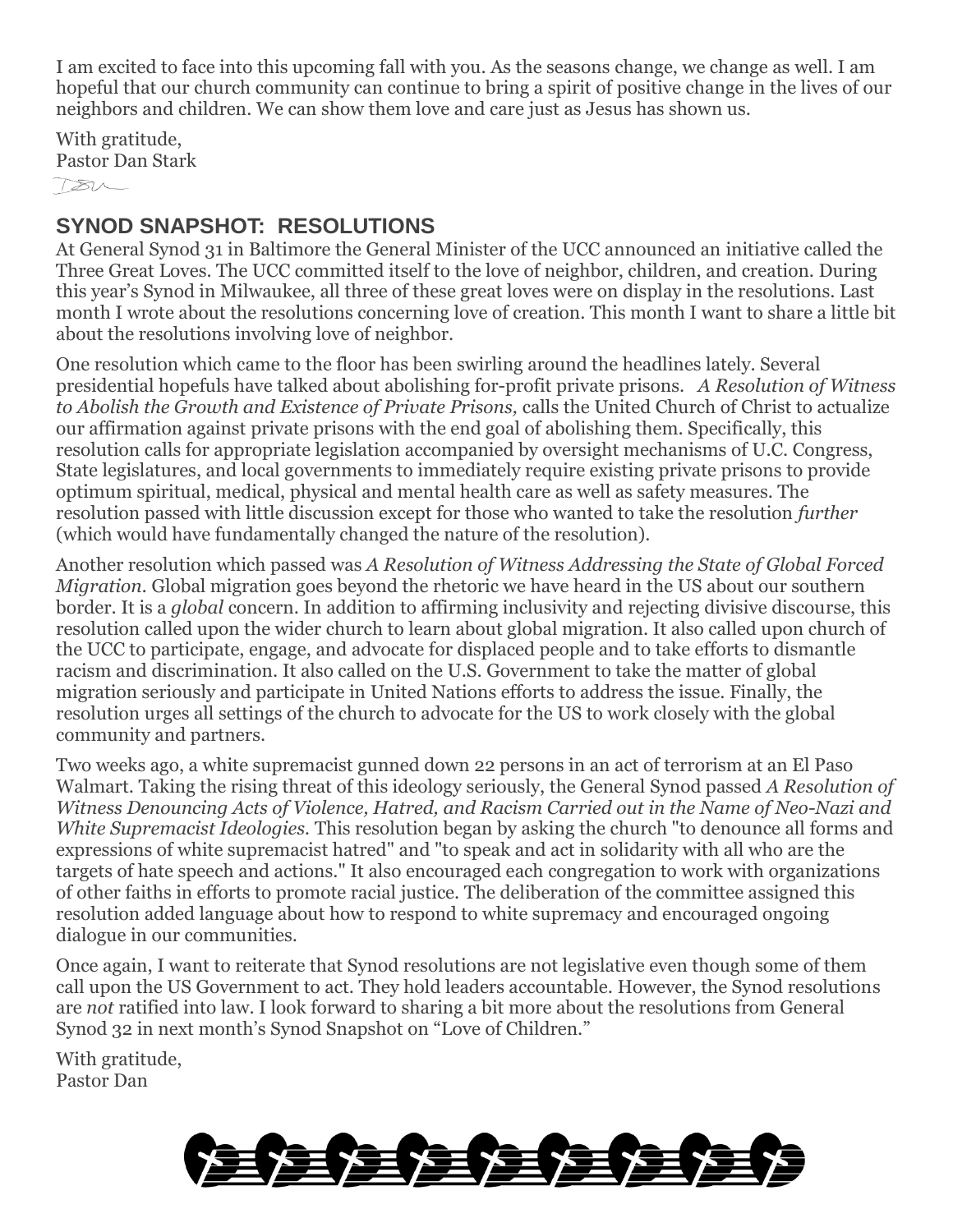I am excited to face into this upcoming fall with you. As the seasons change, we change as well. I am hopeful that our church community can continue to bring a spirit of positive change in the lives of our neighbors and children. We can show them love and care just as Jesus has shown us.

With gratitude,
Pastor Dan Stark

## SYNOD SNAPSHOT: RESOLUTIONS

At General Synod 31 in Baltimore the General Minister of the UCC announced an initiative called the Three Great Loves. The UCC committed itself to the love of neighbor, children, and creation. During this year's Synod in Milwaukee, all three of these great loves were on display in the resolutions. Last month I wrote about the resolutions concerning love of creation. This month I want to share a little bit about the resolutions involving love of neighbor.

One resolution which came to the floor has been swirling around the headlines lately. Several presidential hopefuls have talked about abolishing for-profit private prisons. *A Resolution of Witness to Abolish the Growth and Existence of Private Prisons,* calls the United Church of Christ to actualize our affirmation against private prisons with the end goal of abolishing them. Specifically, this resolution calls for appropriate legislation accompanied by oversight mechanisms of U.C. Congress, State legislatures, and local governments to immediately require existing private prisons to provide optimum spiritual, medical, physical and mental health care as well as safety measures. The resolution passed with little discussion except for those who wanted to take the resolution *further* (which would have fundamentally changed the nature of the resolution).

Another resolution which passed was *A Resolution of Witness Addressing the State of Global Forced Migration.* Global migration goes beyond the rhetoric we have heard in the US about our southern border. It is a *global* concern. In addition to affirming inclusivity and rejecting divisive discourse, this resolution called upon the wider church to learn about global migration. It also called upon church of the UCC to participate, engage, and advocate for displaced people and to take efforts to dismantle racism and discrimination. It also called on the U.S. Government to take the matter of global migration seriously and participate in United Nations efforts to address the issue. Finally, the resolution urges all settings of the church to advocate for the US to work closely with the global community and partners.

Two weeks ago, a white supremacist gunned down 22 persons in an act of terrorism at an El Paso Walmart. Taking the rising threat of this ideology seriously, the General Synod passed *A Resolution of Witness Denouncing Acts of Violence, Hatred, and Racism Carried out in the Name of Neo-Nazi and White Supremacist Ideologies.* This resolution began by asking the church "to denounce all forms and expressions of white supremacist hatred" and "to speak and act in solidarity with all who are the targets of hate speech and actions." It also encouraged each congregation to work with organizations of other faiths in efforts to promote racial justice. The deliberation of the committee assigned this resolution added language about how to respond to white supremacy and encouraged ongoing dialogue in our communities.

Once again, I want to reiterate that Synod resolutions are not legislative even though some of them call upon the US Government to act. They hold leaders accountable. However, the Synod resolutions are *not* ratified into law. I look forward to sharing a bit more about the resolutions from General Synod 32 in next month's Synod Snapshot on "Love of Children."

With gratitude,
Pastor Dan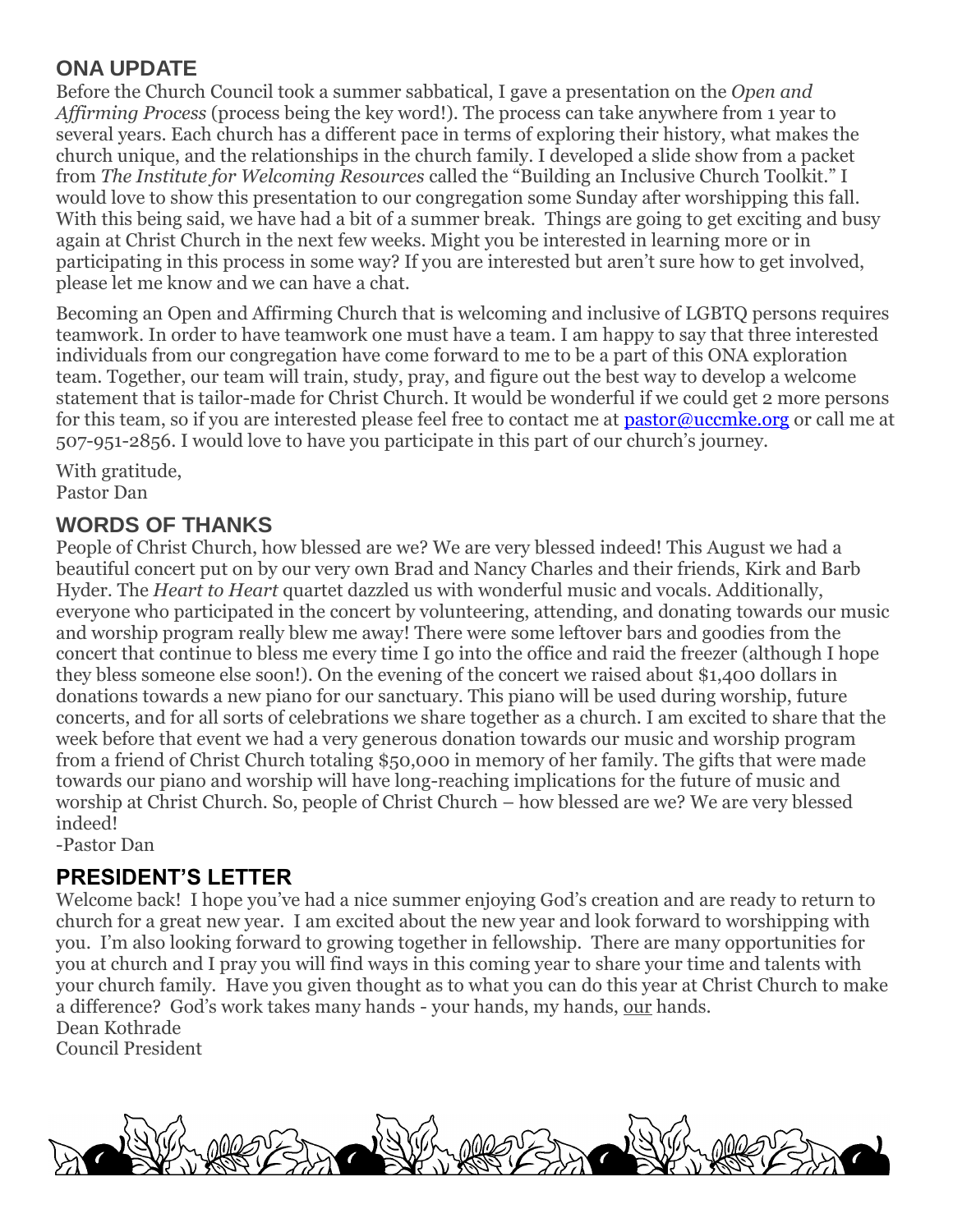## ONA UPDATE

Before the Church Council took a summer sabbatical, I gave a presentation on the *Open and Affirming Process* (process being the key word!). The process can take anywhere from 1 year to several years. Each church has a different pace in terms of exploring their history, what makes the church unique, and the relationships in the church family. I developed a slide show from a packet from *The Institute for Welcoming Resources* called the "Building an Inclusive Church Toolkit." I would love to show this presentation to our congregation some Sunday after worshipping this fall. With this being said, we have had a bit of a summer break. Things are going to get exciting and busy again at Christ Church in the next few weeks. Might you be interested in learning more or in participating in this process in some way? If you are interested but aren't sure how to get involved, please let me know and we can have a chat.

Becoming an Open and Affirming Church that is welcoming and inclusive of LGBTQ persons requires teamwork. In order to have teamwork one must have a team. I am happy to say that three interested individuals from our congregation have come forward to me to be a part of this ONA exploration team. Together, our team will train, study, pray, and figure out the best way to develop a welcome statement that is tailor-made for Christ Church. It would be wonderful if we could get 2 more persons for this team, so if you are interested please feel free to contact me at pastor@uccmke.org or call me at 507-951-2856. I would love to have you participate in this part of our church's journey.

With gratitude,
Pastor Dan

## WORDS OF THANKS

People of Christ Church, how blessed are we? We are very blessed indeed! This August we had a beautiful concert put on by our very own Brad and Nancy Charles and their friends, Kirk and Barb Hyder. The *Heart to Heart* quartet dazzled us with wonderful music and vocals. Additionally, everyone who participated in the concert by volunteering, attending, and donating towards our music and worship program really blew me away! There were some leftover bars and goodies from the concert that continue to bless me every time I go into the office and raid the freezer (although I hope they bless someone else soon!). On the evening of the concert we raised about $1,400 dollars in donations towards a new piano for our sanctuary. This piano will be used during worship, future concerts, and for all sorts of celebrations we share together as a church. I am excited to share that the week before that event we had a very generous donation towards our music and worship program from a friend of Christ Church totaling $50,000 in memory of her family. The gifts that were made towards our piano and worship will have long-reaching implications for the future of music and worship at Christ Church. So, people of Christ Church – how blessed are we? We are very blessed indeed!

-Pastor Dan

## PRESIDENT'S LETTER

Welcome back! I hope you've had a nice summer enjoying God's creation and are ready to return to church for a great new year. I am excited about the new year and look forward to worshipping with you. I'm also looking forward to growing together in fellowship. There are many opportunities for you at church and I pray you will find ways in this coming year to share your time and talents with your church family. Have you given thought as to what you can do this year at Christ Church to make a difference? God's work takes many hands - your hands, my hands, <u>our</u> hands.

Dean Kothrade
Council President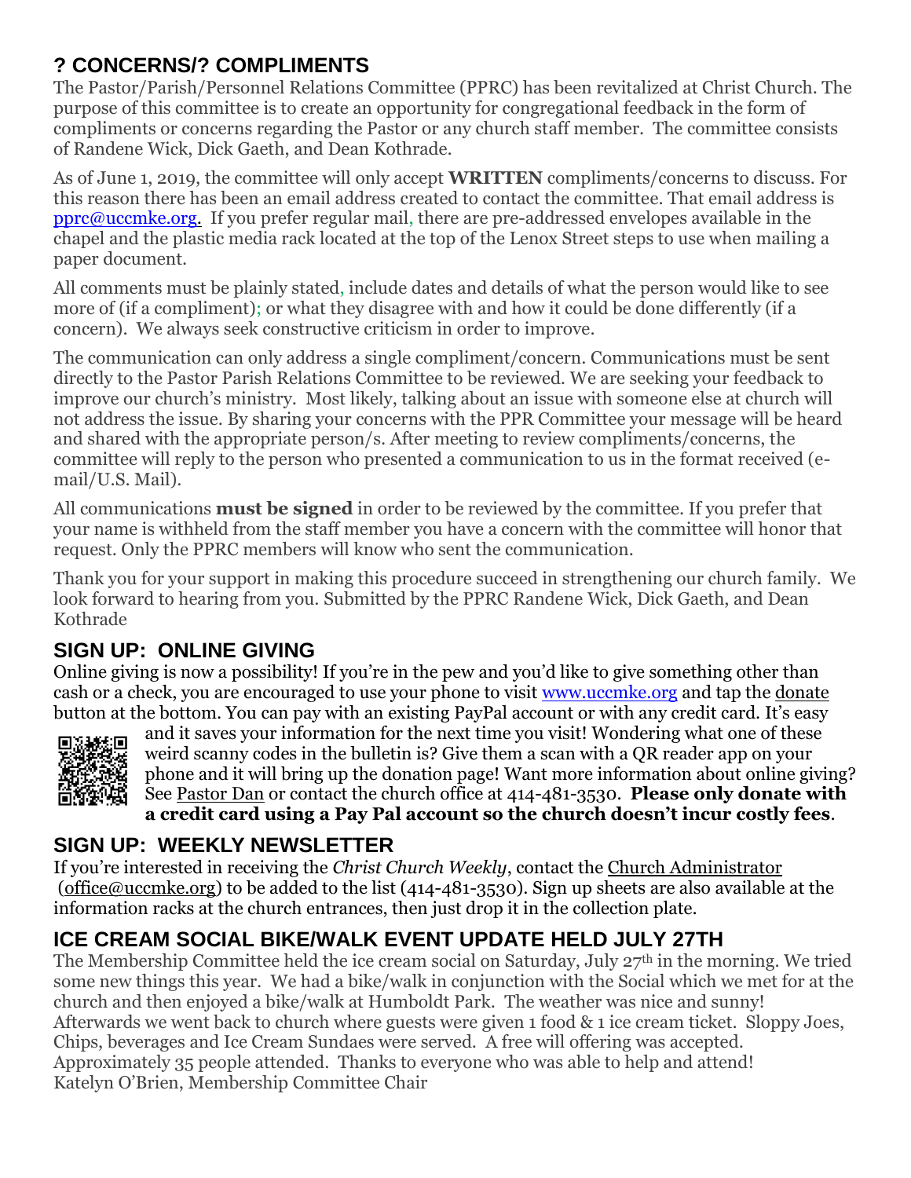## ? CONCERNS/? COMPLIMENTS

The Pastor/Parish/Personnel Relations Committee (PPRC) has been revitalized at Christ Church. The purpose of this committee is to create an opportunity for congregational feedback in the form of compliments or concerns regarding the Pastor or any church staff member. The committee consists of Randene Wick, Dick Gaeth, and Dean Kothrade.

As of June 1, 2019, the committee will only accept **WRITTEN** compliments/concerns to discuss. For this reason there has been an email address created to contact the committee. That email address is pprc@uccmke.org. If you prefer regular mail, there are pre-addressed envelopes available in the chapel and the plastic media rack located at the top of the Lenox Street steps to use when mailing a paper document.

All comments must be plainly stated, include dates and details of what the person would like to see more of (if a compliment); or what they disagree with and how it could be done differently (if a concern). We always seek constructive criticism in order to improve.

The communication can only address a single compliment/concern. Communications must be sent directly to the Pastor Parish Relations Committee to be reviewed. We are seeking your feedback to improve our church's ministry. Most likely, talking about an issue with someone else at church will not address the issue. By sharing your concerns with the PPR Committee your message will be heard and shared with the appropriate person/s. After meeting to review compliments/concerns, the committee will reply to the person who presented a communication to us in the format received (e-mail/U.S. Mail).

All communications **must be signed** in order to be reviewed by the committee. If you prefer that your name is withheld from the staff member you have a concern with the committee will honor that request. Only the PPRC members will know who sent the communication.

Thank you for your support in making this procedure succeed in strengthening our church family. We look forward to hearing from you. Submitted by the PPRC Randene Wick, Dick Gaeth, and Dean Kothrade

## SIGN UP: ONLINE GIVING

Online giving is now a possibility! If you're in the pew and you'd like to give something other than cash or a check, you are encouraged to use your phone to visit www.uccmke.org and tap the donate button at the bottom. You can pay with an existing PayPal account or with any credit card. It's easy and it saves your information for the next time you visit! Wondering what one of these weird scanny codes in the bulletin is? Give them a scan with a QR reader app on your phone and it will bring up the donation page! Want more information about online giving? See Pastor Dan or contact the church office at 414-481-3530. **Please only donate with a credit card using a Pay Pal account so the church doesn't incur costly fees**.

## SIGN UP: WEEKLY NEWSLETTER

If you're interested in receiving the *Christ Church Weekly*, contact the Church Administrator (office@uccmke.org) to be added to the list (414-481-3530). Sign up sheets are also available at the information racks at the church entrances, then just drop it in the collection plate.

## ICE CREAM SOCIAL BIKE/WALK EVENT UPDATE HELD JULY 27TH

The Membership Committee held the ice cream social on Saturday, July 27th in the morning. We tried some new things this year. We had a bike/walk in conjunction with the Social which we met for at the church and then enjoyed a bike/walk at Humboldt Park. The weather was nice and sunny! Afterwards we went back to church where guests were given 1 food & 1 ice cream ticket. Sloppy Joes, Chips, beverages and Ice Cream Sundaes were served. A free will offering was accepted. Approximately 35 people attended. Thanks to everyone who was able to help and attend!
Katelyn O'Brien, Membership Committee Chair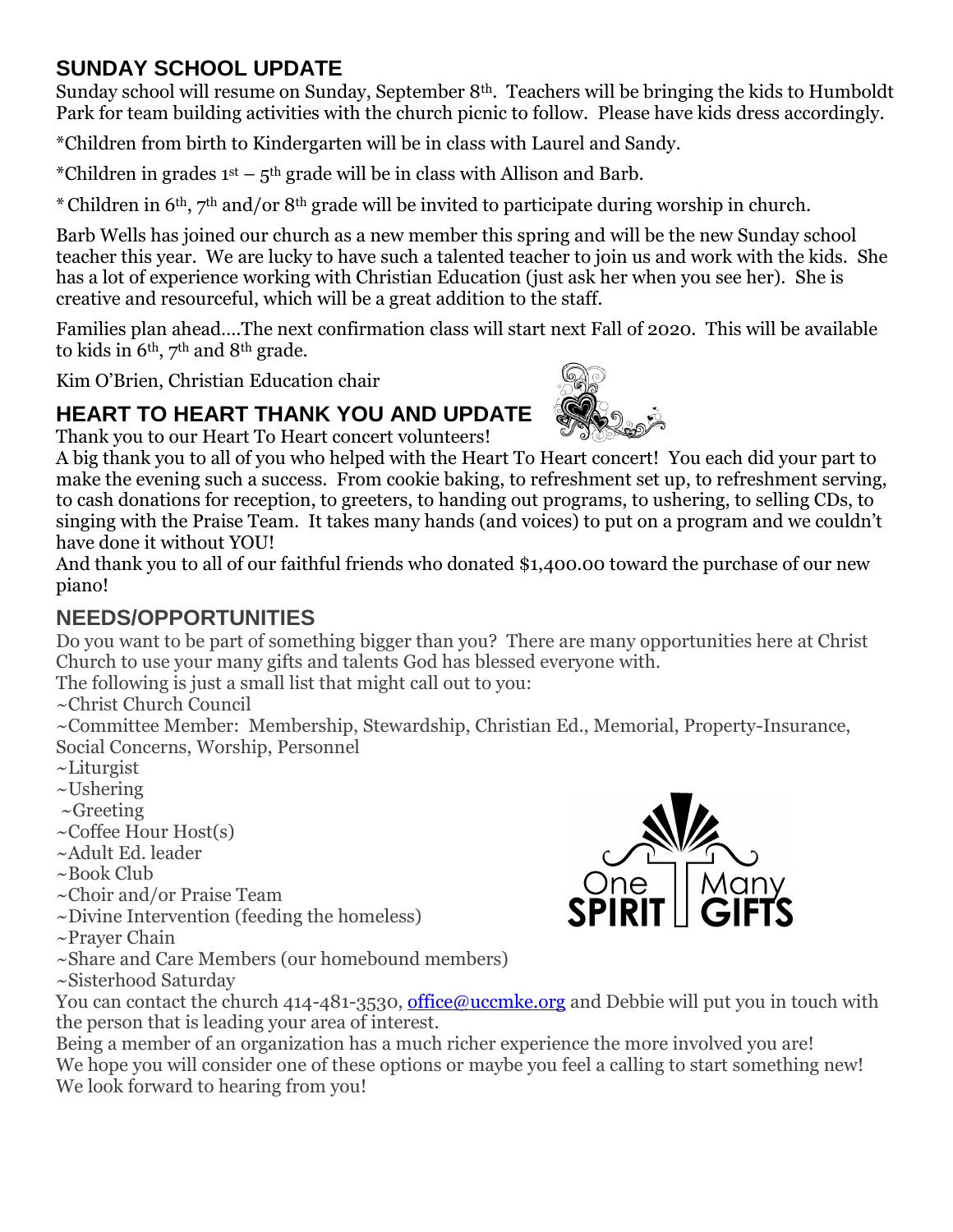## SUNDAY SCHOOL UPDATE

Sunday school will resume on Sunday, September 8th. Teachers will be bringing the kids to Humboldt Park for team building activities with the church picnic to follow. Please have kids dress accordingly.

*Children from birth to Kindergarten will be in class with Laurel and Sandy.

*Children in grades 1st – 5th grade will be in class with Allison and Barb.

* Children in 6th, 7th and/or 8th grade will be invited to participate during worship in church.

Barb Wells has joined our church as a new member this spring and will be the new Sunday school teacher this year. We are lucky to have such a talented teacher to join us and work with the kids. She has a lot of experience working with Christian Education (just ask her when you see her). She is creative and resourceful, which will be a great addition to the staff.

Families plan ahead….The next confirmation class will start next Fall of 2020. This will be available to kids in 6th, 7th and 8th grade.

Kim O'Brien, Christian Education chair

## HEART TO HEART THANK YOU AND UPDATE

Thank you to our Heart To Heart concert volunteers!

A big thank you to all of you who helped with the Heart To Heart concert! You each did your part to make the evening such a success. From cookie baking, to refreshment set up, to refreshment serving, to cash donations for reception, to greeters, to handing out programs, to ushering, to selling CDs, to singing with the Praise Team. It takes many hands (and voices) to put on a program and we couldn't have done it without YOU!

And thank you to all of our faithful friends who donated $1,400.00 toward the purchase of our new piano!

## NEEDS/OPPORTUNITIES

Do you want to be part of something bigger than you? There are many opportunities here at Christ Church to use your many gifts and talents God has blessed everyone with.

The following is just a small list that might call out to you:

~Christ Church Council
~Committee Member: Membership, Stewardship, Christian Ed., Memorial, Property-Insurance, Social Concerns, Worship, Personnel
~Liturgist
~Ushering
~Greeting
~Coffee Hour Host(s)
~Adult Ed. leader
~Book Club
~Choir and/or Praise Team
~Divine Intervention (feeding the homeless)
~Prayer Chain
~Share and Care Members (our homebound members)
~Sisterhood Saturday

One SPIRIT Many GIFTS

You can contact the church 414-481-3530, office@uccmke.org and Debbie will put you in touch with the person that is leading your area of interest.

Being a member of an organization has a much richer experience the more involved you are!

We hope you will consider one of these options or maybe you feel a calling to start something new!

We look forward to hearing from you!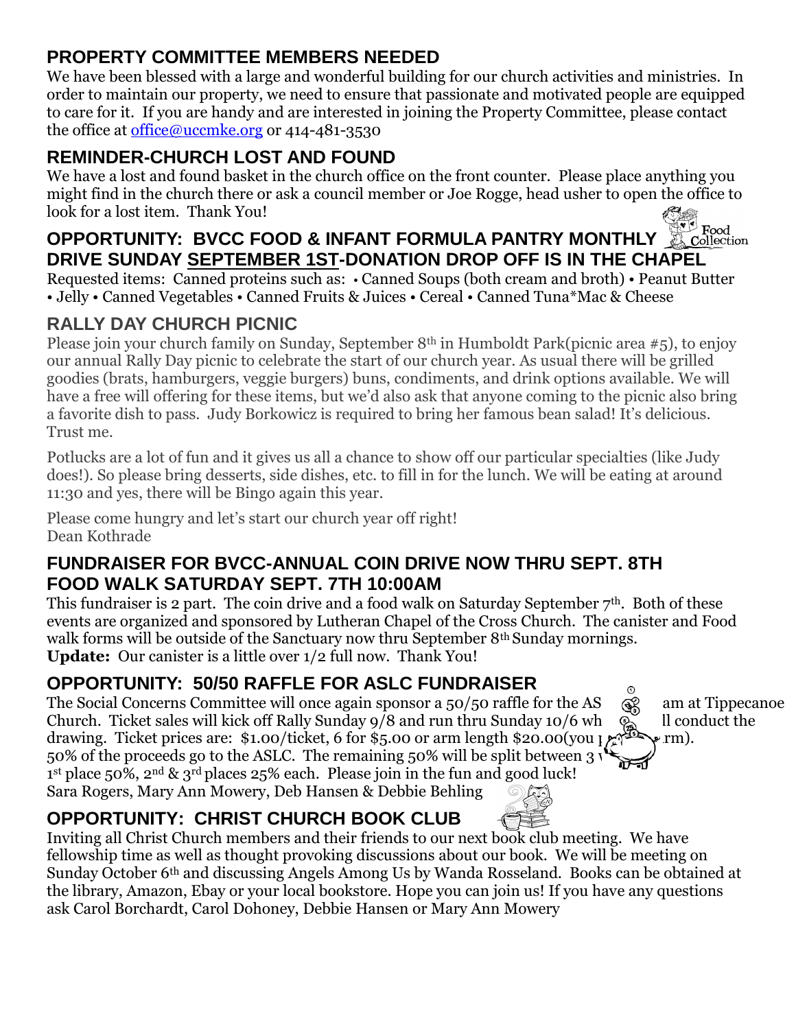## PROPERTY COMMITTEE MEMBERS NEEDED

We have been blessed with a large and wonderful building for our church activities and ministries. In order to maintain our property, we need to ensure that passionate and motivated people are equipped to care for it. If you are handy and are interested in joining the Property Committee, please contact the office at office@uccmke.org or 414-481-3530

## REMINDER-CHURCH LOST AND FOUND

We have a lost and found basket in the church office on the front counter. Please place anything you might find in the church there or ask a council member or Joe Rogge, head usher to open the office to look for a lost item. Thank You!

## OPPORTUNITY: BVCC FOOD & INFANT FORMULA PANTRY MONTHLY DRIVE SUNDAY SEPTEMBER 1ST-DONATION DROP OFF IS IN THE CHAPEL

Requested items: Canned proteins such as: • Canned Soups (both cream and broth) • Peanut Butter • Jelly • Canned Vegetables • Canned Fruits & Juices • Cereal • Canned Tuna*Mac & Cheese

## RALLY DAY CHURCH PICNIC

Please join your church family on Sunday, September 8th in Humboldt Park(picnic area #5), to enjoy our annual Rally Day picnic to celebrate the start of our church year. As usual there will be grilled goodies (brats, hamburgers, veggie burgers) buns, condiments, and drink options available. We will have a free will offering for these items, but we'd also ask that anyone coming to the picnic also bring a favorite dish to pass. Judy Borkowicz is required to bring her famous bean salad! It's delicious. Trust me.

Potlucks are a lot of fun and it gives us all a chance to show off our particular specialties (like Judy does!). So please bring desserts, side dishes, etc. to fill in for the lunch. We will be eating at around 11:30 and yes, there will be Bingo again this year.

Please come hungry and let's start our church year off right!
Dean Kothrade

## FUNDRAISER FOR BVCC-ANNUAL COIN DRIVE NOW THRU SEPT. 8TH FOOD WALK SATURDAY SEPT. 7TH 10:00AM

This fundraiser is 2 part. The coin drive and a food walk on Saturday September 7th. Both of these events are organized and sponsored by Lutheran Chapel of the Cross Church. The canister and Food walk forms will be outside of the Sanctuary now thru September 8th Sunday mornings.
**Update:** Our canister is a little over 1/2 full now. Thank You!

## OPPORTUNITY: 50/50 RAFFLE FOR ASLC FUNDRAISER

The Social Concerns Committee will once again sponsor a 50/50 raffle for the AS am at Tippecanoe Church. Ticket sales will kick off Rally Sunday 9/8 and run thru Sunday 10/6 wh ll conduct the drawing. Ticket prices are: $1.00/ticket, 6 for $5.00 or arm length $20.00(you rm). 50% of the proceeds go to the ASLC. The remaining 50% will be split between 3 1st place 50%, 2nd & 3rd places 25% each. Please join in the fun and good luck!
Sara Rogers, Mary Ann Mowery, Deb Hansen & Debbie Behling

## OPPORTUNITY: CHRIST CHURCH BOOK CLUB

Inviting all Christ Church members and their friends to our next book club meeting. We have fellowship time as well as thought provoking discussions about our book. We will be meeting on Sunday October 6th and discussing Angels Among Us by Wanda Rosseland. Books can be obtained at the library, Amazon, Ebay or your local bookstore. Hope you can join us! If you have any questions ask Carol Borchardt, Carol Dohoney, Debbie Hansen or Mary Ann Mowery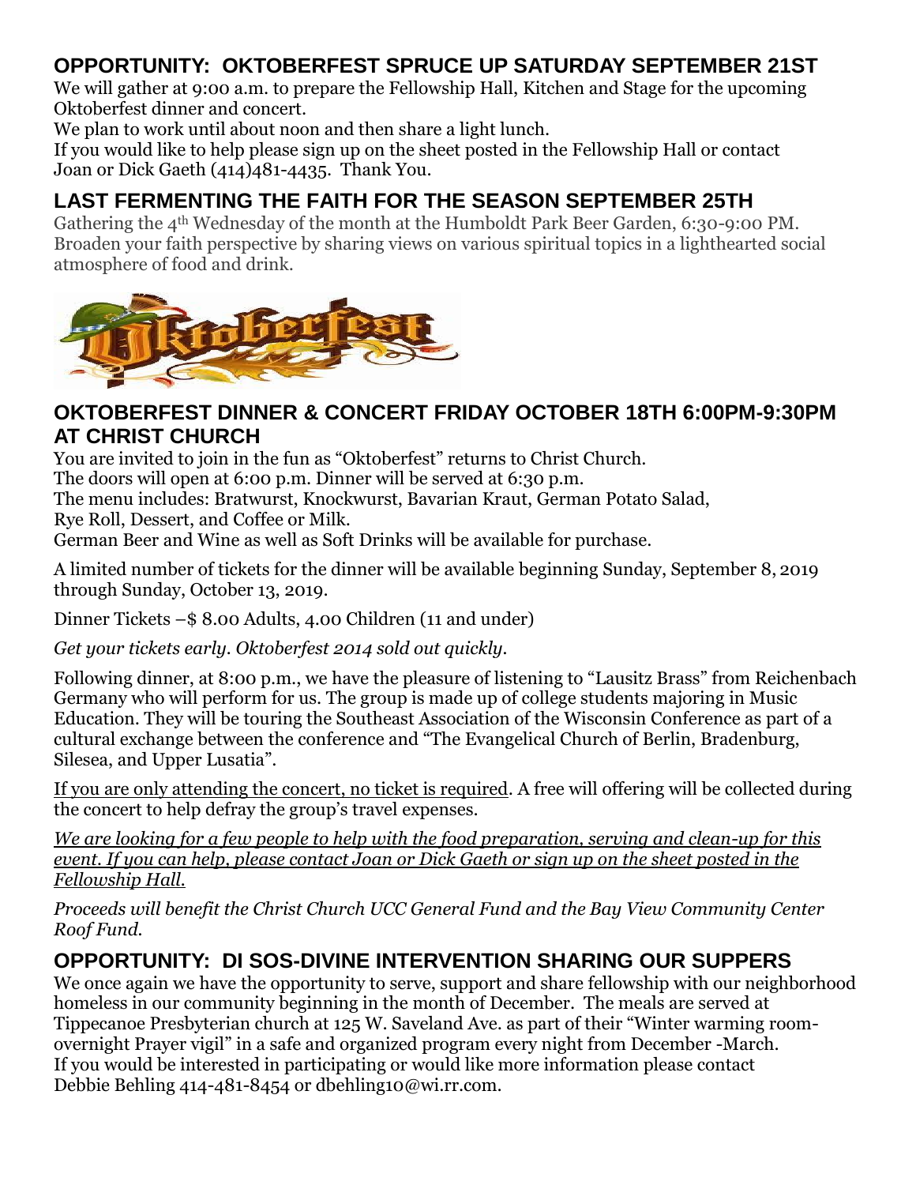## OPPORTUNITY: OKTOBERFEST SPRUCE UP SATURDAY SEPTEMBER 21ST

We will gather at 9:00 a.m. to prepare the Fellowship Hall, Kitchen and Stage for the upcoming Oktoberfest dinner and concert.

We plan to work until about noon and then share a light lunch.

If you would like to help please sign up on the sheet posted in the Fellowship Hall or contact Joan or Dick Gaeth (414)481-4435. Thank You.

## LAST FERMENTING THE FAITH FOR THE SEASON SEPTEMBER 25TH

Gathering the 4th Wednesday of the month at the Humboldt Park Beer Garden, 6:30-9:00 PM. Broaden your faith perspective by sharing views on various spiritual topics in a lighthearted social atmosphere of food and drink.

## OKTOBERFEST DINNER & CONCERT FRIDAY OCTOBER 18TH 6:00PM-9:30PM AT CHRIST CHURCH

You are invited to join in the fun as "Oktoberfest" returns to Christ Church.
The doors will open at 6:00 p.m. Dinner will be served at 6:30 p.m.
The menu includes: Bratwurst, Knockwurst, Bavarian Kraut, German Potato Salad, Rye Roll, Dessert, and Coffee or Milk.
German Beer and Wine as well as Soft Drinks will be available for purchase.

A limited number of tickets for the dinner will be available beginning Sunday, September 8, 2019 through Sunday, October 13, 2019.

Dinner Tickets –$ 8.00 Adults, 4.00 Children (11 and under)

*Get your tickets early. Oktoberfest 2014 sold out quickly.*

Following dinner, at 8:00 p.m., we have the pleasure of listening to "Lausitz Brass" from Reichenbach Germany who will perform for us. The group is made up of college students majoring in Music Education. They will be touring the Southeast Association of the Wisconsin Conference as part of a cultural exchange between the conference and "The Evangelical Church of Berlin, Bradenburg, Silesea, and Upper Lusatia".

If you are only attending the concert, no ticket is required. A free will offering will be collected during the concert to help defray the group's travel expenses.

*We are looking for a few people to help with the food preparation, serving and clean-up for this event. If you can help, please contact Joan or Dick Gaeth or sign up on the sheet posted in the Fellowship Hall.*

*Proceeds will benefit the Christ Church UCC General Fund and the Bay View Community Center Roof Fund.*

## OPPORTUNITY: DI SOS-DIVINE INTERVENTION SHARING OUR SUPPERS

We once again we have the opportunity to serve, support and share fellowship with our neighborhood homeless in our community beginning in the month of December. The meals are served at Tippecanoe Presbyterian church at 125 W. Saveland Ave. as part of their "Winter warming room-overnight Prayer vigil" in a safe and organized program every night from December -March.
If you would be interested in participating or would like more information please contact Debbie Behling 414-481-8454 or dbehling10@wi.rr.com.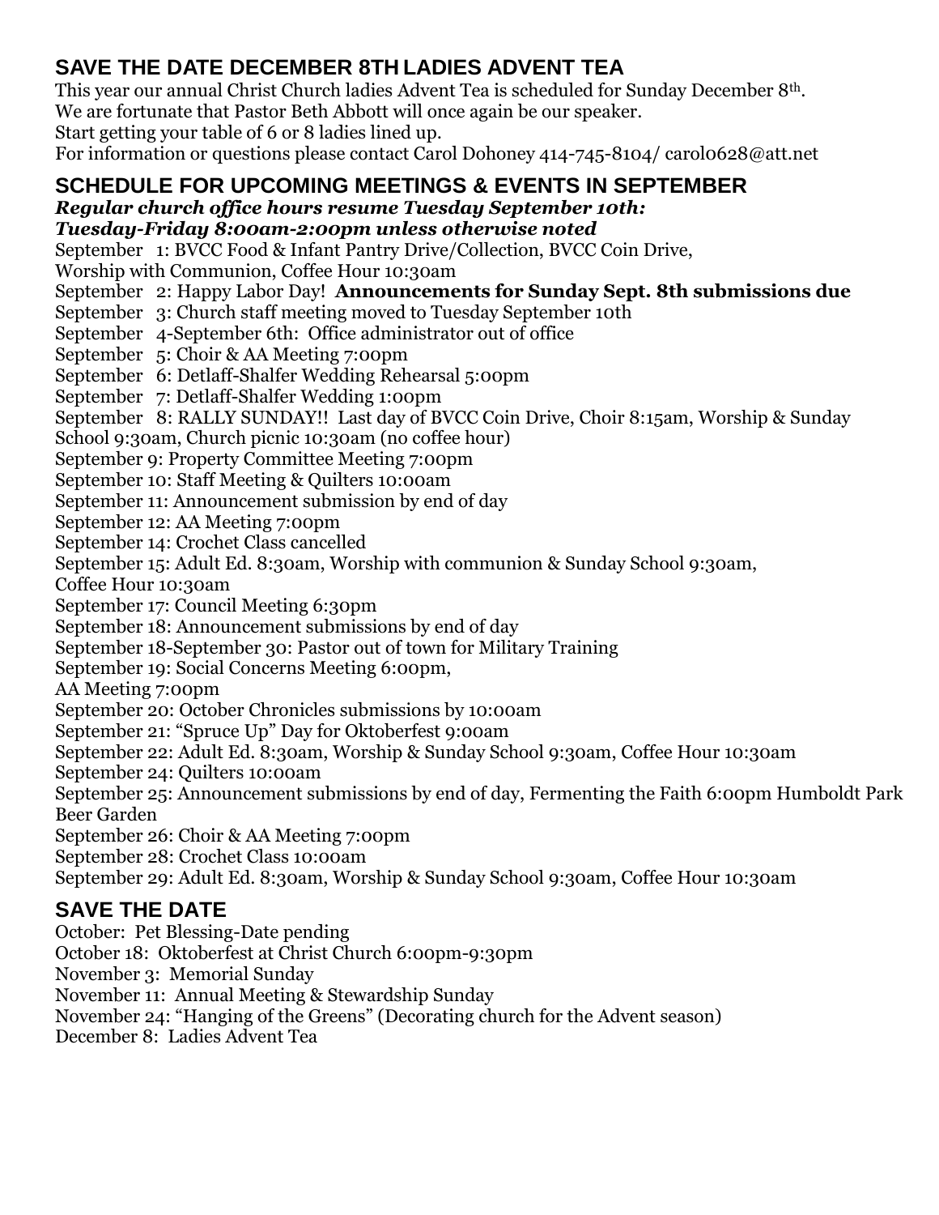## SAVE THE DATE DECEMBER 8TH LADIES ADVENT TEA

This year our annual Christ Church ladies Advent Tea is scheduled for Sunday December 8th.
We are fortunate that Pastor Beth Abbott will once again be our speaker.
Start getting your table of 6 or 8 ladies lined up.
For information or questions please contact Carol Dohoney 414-745-8104/ carol0628@att.net

## SCHEDULE FOR UPCOMING MEETINGS & EVENTS IN SEPTEMBER

***Regular church office hours resume Tuesday September 10th:***
***Tuesday-Friday 8:00am-2:00pm unless otherwise noted***

September 1: BVCC Food & Infant Pantry Drive/Collection, BVCC Coin Drive, Worship with Communion, Coffee Hour 10:30am
September 2: Happy Labor Day! **Announcements for Sunday Sept. 8th submissions due**
September 3: Church staff meeting moved to Tuesday September 10th
September 4-September 6th: Office administrator out of office
September 5: Choir & AA Meeting 7:00pm
September 6: Detlaff-Shalfer Wedding Rehearsal 5:00pm
September 7: Detlaff-Shalfer Wedding 1:00pm
September 8: RALLY SUNDAY!! Last day of BVCC Coin Drive, Choir 8:15am, Worship & Sunday School 9:30am, Church picnic 10:30am (no coffee hour)
September 9: Property Committee Meeting 7:00pm
September 10: Staff Meeting & Quilters 10:00am
September 11: Announcement submission by end of day
September 12: AA Meeting 7:00pm
September 14: Crochet Class cancelled
September 15: Adult Ed. 8:30am, Worship with communion & Sunday School 9:30am, Coffee Hour 10:30am
September 17: Council Meeting 6:30pm
September 18: Announcement submissions by end of day
September 18-September 30: Pastor out of town for Military Training
September 19: Social Concerns Meeting 6:00pm, AA Meeting 7:00pm
September 20: October Chronicles submissions by 10:00am
September 21: "Spruce Up" Day for Oktoberfest 9:00am
September 22: Adult Ed. 8:30am, Worship & Sunday School 9:30am, Coffee Hour 10:30am
September 24: Quilters 10:00am
September 25: Announcement submissions by end of day, Fermenting the Faith 6:00pm Humboldt Park Beer Garden
September 26: Choir & AA Meeting 7:00pm
September 28: Crochet Class 10:00am
September 29: Adult Ed. 8:30am, Worship & Sunday School 9:30am, Coffee Hour 10:30am

## SAVE THE DATE

October: Pet Blessing-Date pending
October 18: Oktoberfest at Christ Church 6:00pm-9:30pm
November 3: Memorial Sunday
November 11: Annual Meeting & Stewardship Sunday
November 24: "Hanging of the Greens" (Decorating church for the Advent season)
December 8: Ladies Advent Tea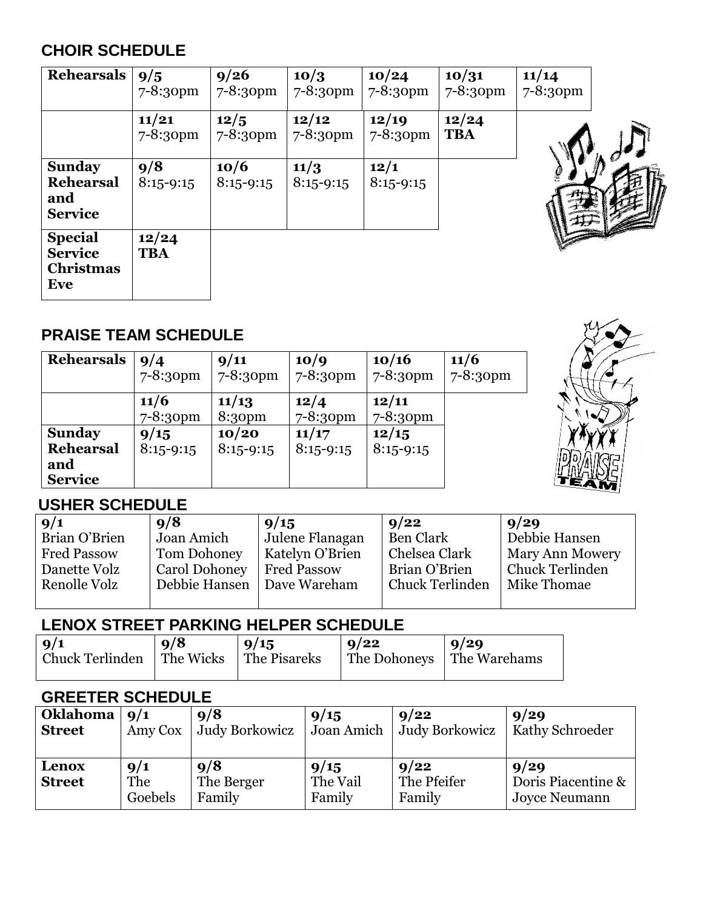## CHOIR SCHEDULE

| Rehearsals | 9/5 7-8:30pm | 9/26 7-8:30pm | 10/3 7-8:30pm | 10/24 7-8:30pm | 10/31 7-8:30pm | 11/14 7-8:30pm |
|---|---|---|---|---|---|---|
| | 11/21 7-8:30pm | 12/5 7-8:30pm | 12/12 7-8:30pm | 12/19 7-8:30pm | 12/24 TBA | |
| Sunday Rehearsal and Service | 9/8 8:15-9:15 | 10/6 8:15-9:15 | 11/3 8:15-9:15 | 12/1 8:15-9:15 | | |
| Special Service Christmas Eve | 12/24 TBA | | | | | |

## PRAISE TEAM SCHEDULE

| Rehearsals | 9/4 7-8:30pm | 9/11 7-8:30pm | 10/9 7-8:30pm | 10/16 7-8:30pm | 11/6 7-8:30pm |
|---|---|---|---|---|---|
| | 11/6 7-8:30pm | 11/13 8:30pm | 12/4 7-8:30pm | 12/11 7-8:30pm | |
| Sunday Rehearsal and Service | 9/15 8:15-9:15 | 10/20 8:15-9:15 | 11/17 8:15-9:15 | 12/15 8:15-9:15 | |

## USHER SCHEDULE

| 9/1 | 9/8 | 9/15 | 9/22 | 9/29 |
|---|---|---|---|---|
| Brian O'Brien | Joan Amich | Julene Flanagan | Ben Clark | Debbie Hansen |
| Fred Passow | Tom Dohoney | Katelyn O'Brien | Chelsea Clark | Mary Ann Mowery |
| Danette Volz | Carol Dohoney | Fred Passow | Brian O'Brien | Chuck Terlinden |
| Renolle Volz | Debbie Hansen | Dave Wareham | Chuck Terlinden | Mike Thomae |

## LENOX STREET PARKING HELPER SCHEDULE

| 9/1 | 9/8 | 9/15 | 9/22 | 9/29 |
|---|---|---|---|---|
| Chuck Terlinden | The Wicks | The Pisareks | The Dohoneys | The Warehams |

## GREETER SCHEDULE

| Oklahoma Street | 9/1 Amy Cox | 9/8 Judy Borkowicz | 9/15 Joan Amich | 9/22 Judy Borkowicz | 9/29 Kathy Schroeder |
|---|---|---|---|---|---|
| Lenox Street | 9/1 The Goebels | 9/8 The Berger Family | 9/15 The Vail Family | 9/22 The Pfeifer Family | 9/29 Doris Piacentine & Joyce Neumann |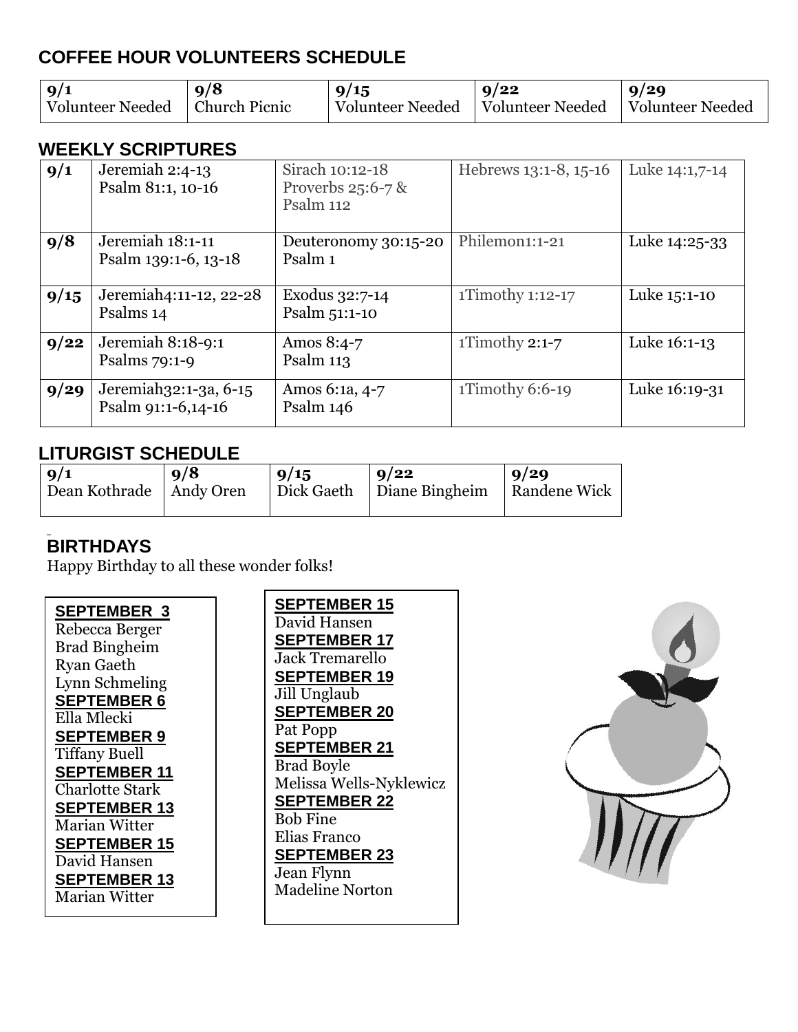## COFFEE HOUR VOLUNTEERS SCHEDULE

| 9/1 | 9/8 | 9/15 | 9/22 | 9/29 |
|---|---|---|---|---|
| Volunteer Needed | Church Picnic | Volunteer Needed | Volunteer Needed | Volunteer Needed |

## WEEKLY SCRIPTURES

| | | | | |
|---|---|---|---|---|
| **9/1** | Jeremiah 2:4-13<br>Psalm 81:1, 10-16 | Sirach 10:12-18<br>Proverbs 25:6-7 &<br>Psalm 112 | Hebrews 13:1-8, 15-16 | Luke 14:1,7-14 |
| **9/8** | Jeremiah 18:1-11<br>Psalm 139:1-6, 13-18 | Deuteronomy 30:15-20<br>Psalm 1 | Philemon1:1-21 | Luke 14:25-33 |
| **9/15** | Jeremiah4:11-12, 22-28<br>Psalms 14 | Exodus 32:7-14<br>Psalm 51:1-10 | 1Timothy 1:12-17 | Luke 15:1-10 |
| **9/22** | Jeremiah 8:18-9:1<br>Psalms 79:1-9 | Amos 8:4-7<br>Psalm 113 | 1Timothy 2:1-7 | Luke 16:1-13 |
| **9/29** | Jeremiah32:1-3a, 6-15<br>Psalm 91:1-6,14-16 | Amos 6:1a, 4-7<br>Psalm 146 | 1Timothy 6:6-19 | Luke 16:19-31 |

## LITURGIST SCHEDULE

| 9/1 | 9/8 | 9/15 | 9/22 | 9/29 |
|---|---|---|---|---|
| Dean Kothrade | Andy Oren | Dick Gaeth | Diane Bingheim | Randene Wick |

## BIRTHDAYS

Happy Birthday to all these wonder folks!

**SEPTEMBER 3**
Rebecca Berger
Brad Bingheim
Ryan Gaeth
Lynn Schmeling

**SEPTEMBER 6**
Ella Mlecki

**SEPTEMBER 9**
Tiffany Buell

**SEPTEMBER 11**
Charlotte Stark

**SEPTEMBER 13**
Marian Witter

**SEPTEMBER 15**
David Hansen

**SEPTEMBER 13**
Marian Witter

**SEPTEMBER 15**
David Hansen

**SEPTEMBER 17**
Jack Tremarello

**SEPTEMBER 19**
Jill Unglaub

**SEPTEMBER 20**
Pat Popp

**SEPTEMBER 21**
Brad Boyle
Melissa Wells-Nyklewicz

**SEPTEMBER 22**
Bob Fine
Elias Franco

**SEPTEMBER 23**
Jean Flynn
Madeline Norton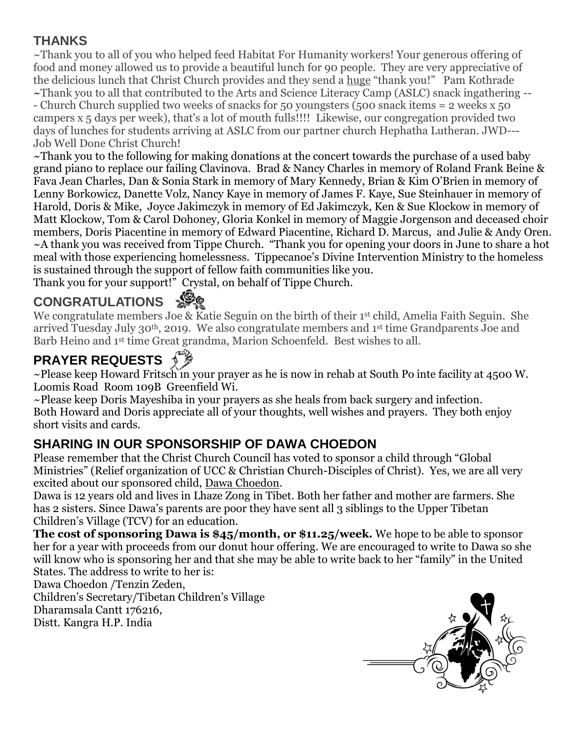## THANKS

~Thank you to all of you who helped feed Habitat For Humanity workers! Your generous offering of food and money allowed us to provide a beautiful lunch for 90 people. They are very appreciative of the delicious lunch that Christ Church provides and they send a huge "thank you!" Pam Kothrade

~Thank you to all that contributed to the Arts and Science Literacy Camp (ASLC) snack ingathering --- Church Church supplied two weeks of snacks for 50 youngsters (500 snack items = 2 weeks x 50 campers x 5 days per week), that's a lot of mouth fulls!!!! Likewise, our congregation provided two days of lunches for students arriving at ASLC from our partner church Hephatha Lutheran. JWD--- Job Well Done Christ Church!

~Thank you to the following for making donations at the concert towards the purchase of a used baby grand piano to replace our failing Clavinova. Brad & Nancy Charles in memory of Roland Frank Beine & Fava Jean Charles, Dan & Sonia Stark in memory of Mary Kennedy, Brian & Kim O'Brien in memory of Lenny Borkowicz, Danette Volz, Nancy Kaye in memory of James F. Kaye, Sue Steinhauer in memory of Harold, Doris & Mike, Joyce Jakimczyk in memory of Ed Jakimczyk, Ken & Sue Klockow in memory of Matt Klockow, Tom & Carol Dohoney, Gloria Konkel in memory of Maggie Jorgenson and deceased choir members, Doris Piacentine in memory of Edward Piacentine, Richard D. Marcus, and Julie & Andy Oren.

~A thank you was received from Tippe Church. "Thank you for opening your doors in June to share a hot meal with those experiencing homelessness. Tippecanoe's Divine Intervention Ministry to the homeless is sustained through the support of fellow faith communities like you.
Thank you for your support!" Crystal, on behalf of Tippe Church.

## CONGRATULATIONS

We congratulate members Joe & Katie Seguin on the birth of their 1st child, Amelia Faith Seguin. She arrived Tuesday July 30th, 2019. We also congratulate members and 1st time Grandparents Joe and Barb Heino and 1st time Great grandma, Marion Schoenfeld. Best wishes to all.

## PRAYER REQUESTS

~Please keep Howard Fritsch in your prayer as he is now in rehab at South Po inte facility at 4500 W. Loomis Road Room 109B Greenfield Wi.

~Please keep Doris Mayeshiba in your prayers as she heals from back surgery and infection.
Both Howard and Doris appreciate all of your thoughts, well wishes and prayers. They both enjoy short visits and cards.

## SHARING IN OUR SPONSORSHIP OF DAWA CHOEDON

Please remember that the Christ Church Council has voted to sponsor a child through "Global Ministries" (Relief organization of UCC & Christian Church-Disciples of Christ). Yes, we are all very excited about our sponsored child, Dawa Choedon.

Dawa is 12 years old and lives in Lhaze Zong in Tibet. Both her father and mother are farmers. She has 2 sisters. Since Dawa's parents are poor they have sent all 3 siblings to the Upper Tibetan Children's Village (TCV) for an education.

**The cost of sponsoring Dawa is $45/month, or $11.25/week.** We hope to be able to sponsor her for a year with proceeds from our donut hour offering. We are encouraged to write to Dawa so she will know who is sponsoring her and that she may be able to write back to her "family" in the United States. The address to write to her is:

Dawa Choedon /Tenzin Zeden,
Children's Secretary/Tibetan Children's Village
Dharamsala Cantt 176216,
Distt. Kangra H.P. India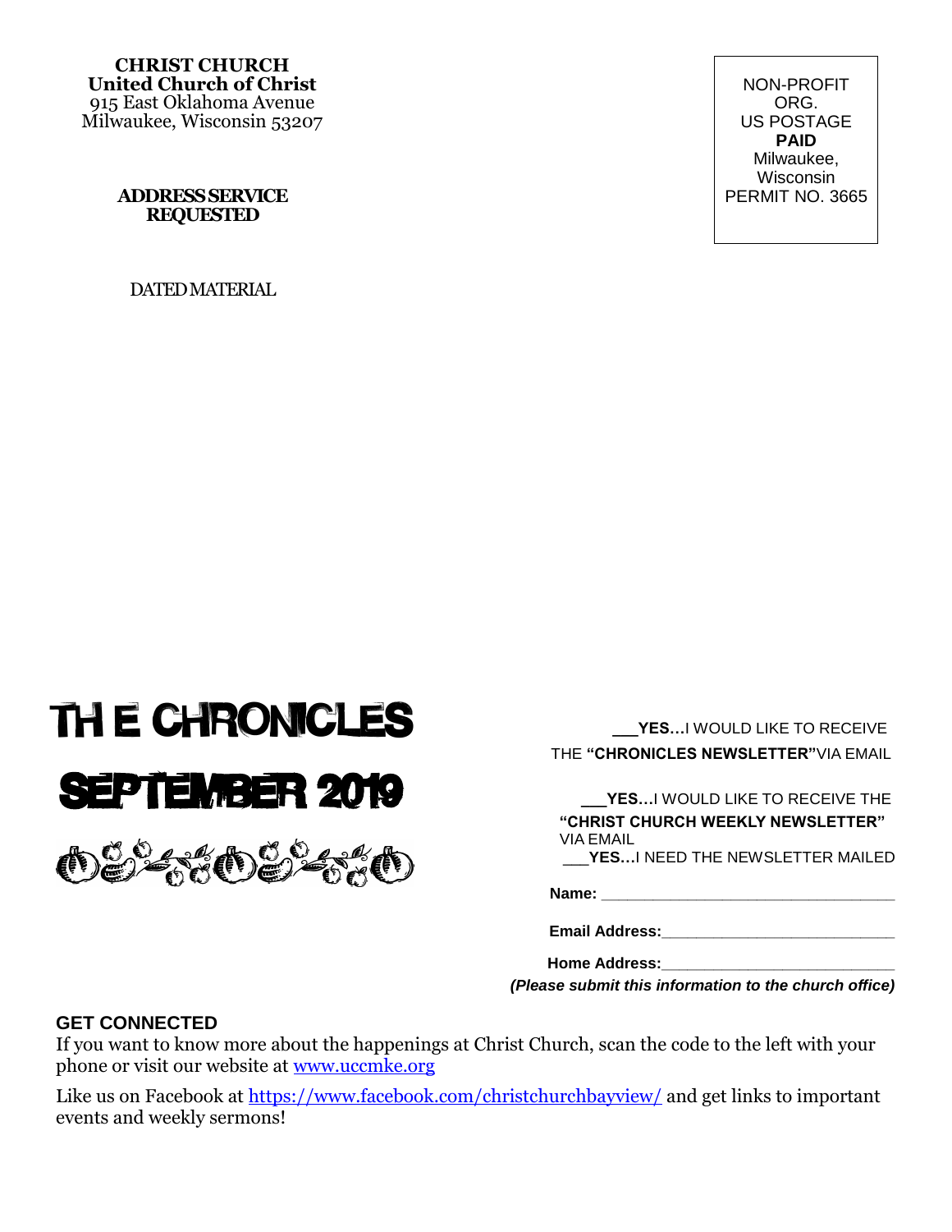**CHRIST CHURCH**
**United Church of Christ**
915 East Oklahoma Avenue
Milwaukee, Wisconsin 53207

**ADDRESS SERVICE REQUESTED**

DATED MATERIAL

NON-PROFIT ORG.
US POSTAGE
**PAID**
Milwaukee, Wisconsin
PERMIT NO. 3665

# THE CHRONICLES

# SEPTEMBER 2019

___**YES…**I WOULD LIKE TO RECEIVE THE **"CHRONICLES NEWSLETTER"** VIA EMAIL

___**YES…**I WOULD LIKE TO RECEIVE THE **"CHRIST CHURCH WEEKLY NEWSLETTER"** VIA EMAIL

___**YES…**I NEED THE NEWSLETTER MAILED

**Name:** ________________________________

**Email Address:**__________________________

**Home Address:**__________________________

***(Please submit this information to the church office)***

**GET CONNECTED**

If you want to know more about the happenings at Christ Church, scan the code to the left with your phone or visit our website at www.uccmke.org

Like us on Facebook at https://www.facebook.com/christchurchbayview/ and get links to important events and weekly sermons!